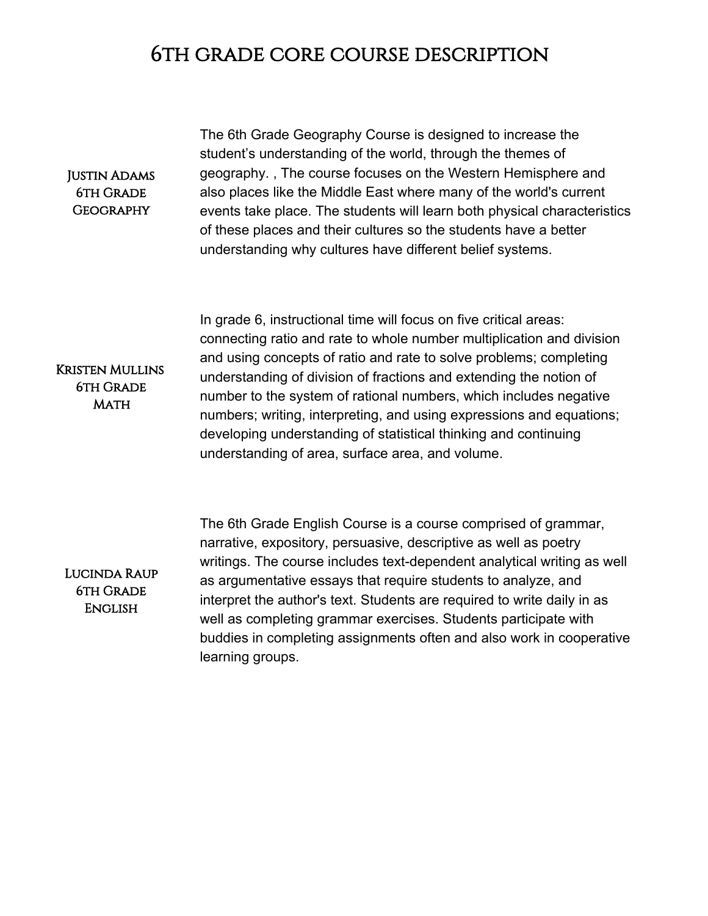# 6TH GRADE CORE COURSE DESCRIPTION

**Justin Adams**
**6th Grade Geography**

The 6th Grade Geography Course is designed to increase the student's understanding of the world, through the themes of geography. , The course focuses on the Western Hemisphere and also places like the Middle East where many of the world's current events take place. The students will learn both physical characteristics of these places and their cultures so the students have a better understanding why cultures have different belief systems.

**Kristen Mullins**
**6th Grade Math**

In grade 6, instructional time will focus on five critical areas: connecting ratio and rate to whole number multiplication and division and using concepts of ratio and rate to solve problems; completing understanding of division of fractions and extending the notion of number to the system of rational numbers, which includes negative numbers; writing, interpreting, and using expressions and equations; developing understanding of statistical thinking and continuing understanding of area, surface area, and volume.

**Lucinda Raup**
**6th Grade English**

The 6th Grade English Course is a course comprised of grammar, narrative, expository, persuasive, descriptive as well as poetry writings. The course includes text-dependent analytical writing as well as argumentative essays that require students to analyze, and interpret the author's text. Students are required to write daily in as well as completing grammar exercises. Students participate with buddies in completing assignments often and also work in cooperative learning groups.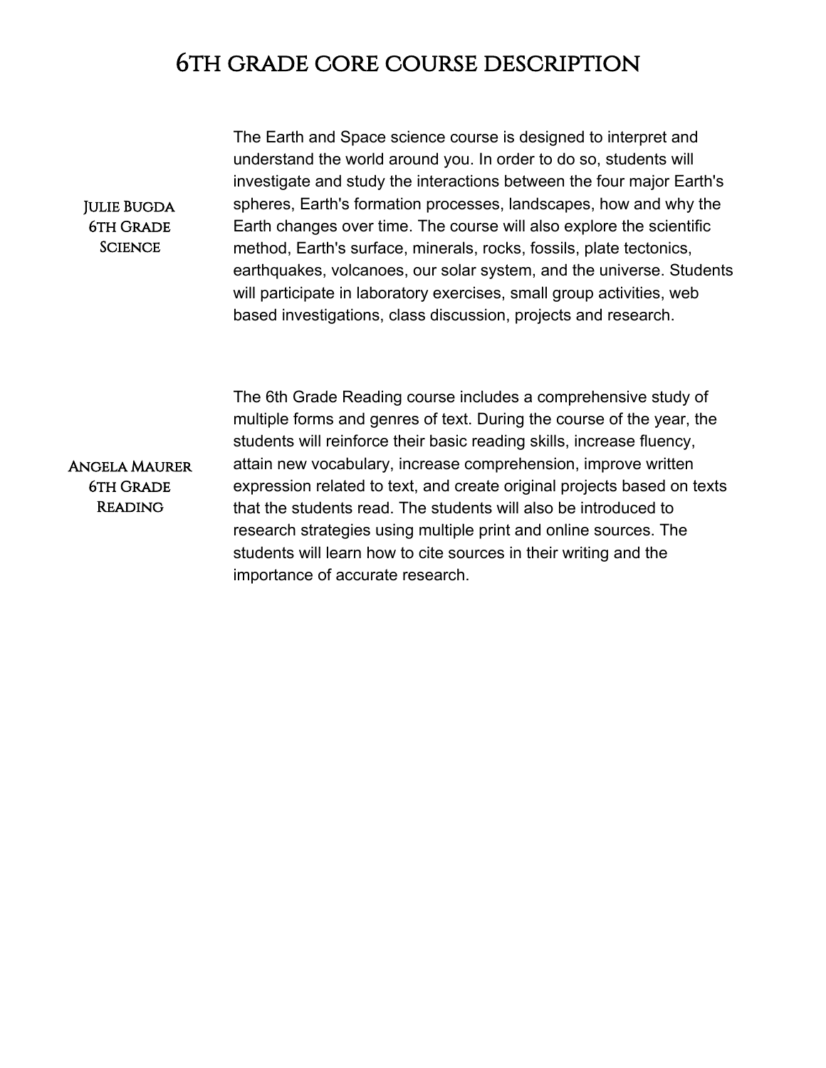# 6th Grade Core Course Description

**Julie Bugda**
**6th Grade**
**Science**

The Earth and Space science course is designed to interpret and understand the world around you. In order to do so, students will investigate and study the interactions between the four major Earth's spheres, Earth's formation processes, landscapes, how and why the Earth changes over time. The course will also explore the scientific method, Earth's surface, minerals, rocks, fossils, plate tectonics, earthquakes, volcanoes, our solar system, and the universe. Students will participate in laboratory exercises, small group activities, web based investigations, class discussion, projects and research.

**Angela Maurer**
**6th Grade**
**Reading**

The 6th Grade Reading course includes a comprehensive study of multiple forms and genres of text. During the course of the year, the students will reinforce their basic reading skills, increase fluency, attain new vocabulary, increase comprehension, improve written expression related to text, and create original projects based on texts that the students read. The students will also be introduced to research strategies using multiple print and online sources. The students will learn how to cite sources in their writing and the importance of accurate research.